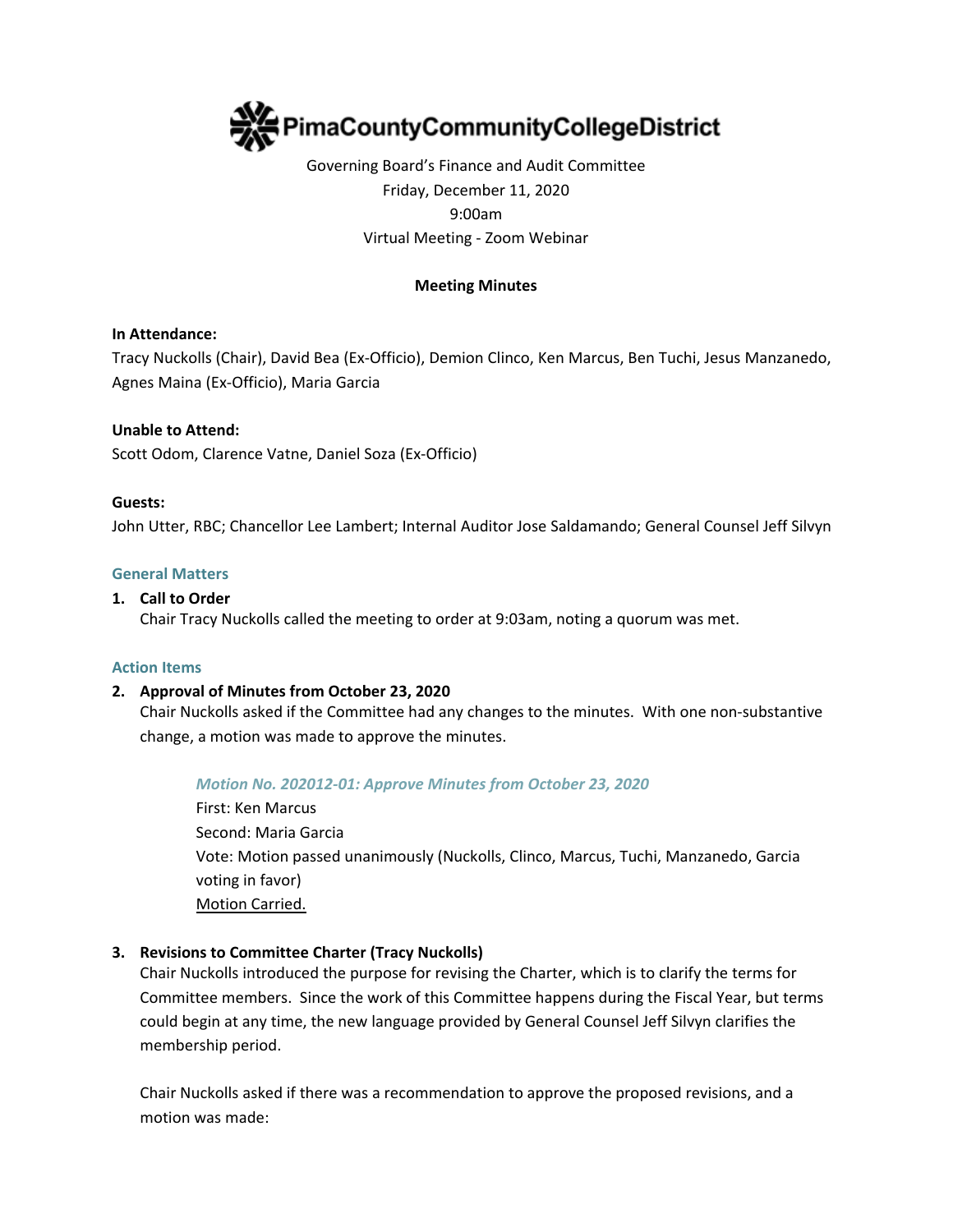# PimaCountyCommunityCollegeDistrict

Governing Board's Finance and Audit Committee
Friday, December 11, 2020
9:00am
Virtual Meeting - Zoom Webinar

**Meeting Minutes**

**In Attendance:**
Tracy Nuckolls (Chair), David Bea (Ex-Officio), Demion Clinco, Ken Marcus, Ben Tuchi, Jesus Manzanedo, Agnes Maina (Ex-Officio), Maria Garcia

**Unable to Attend:**
Scott Odom, Clarence Vatne, Daniel Soza (Ex-Officio)

**Guests:**
John Utter, RBC; Chancellor Lee Lambert; Internal Auditor Jose Saldamando; General Counsel Jeff Silvyn

## General Matters

1. **Call to Order**
   Chair Tracy Nuckolls called the meeting to order at 9:03am, noting a quorum was met.

## Action Items

2. **Approval of Minutes from October 23, 2020**
   Chair Nuckolls asked if the Committee had any changes to the minutes. With one non-substantive change, a motion was made to approve the minutes.

   *Motion No. 202012-01: Approve Minutes from October 23, 2020*
   First: Ken Marcus
   Second: Maria Garcia
   Vote: Motion passed unanimously (Nuckolls, Clinco, Marcus, Tuchi, Manzanedo, Garcia voting in favor)
   Motion Carried.

3. **Revisions to Committee Charter (Tracy Nuckolls)**
   Chair Nuckolls introduced the purpose for revising the Charter, which is to clarify the terms for Committee members. Since the work of this Committee happens during the Fiscal Year, but terms could begin at any time, the new language provided by General Counsel Jeff Silvyn clarifies the membership period.

   Chair Nuckolls asked if there was a recommendation to approve the proposed revisions, and a motion was made: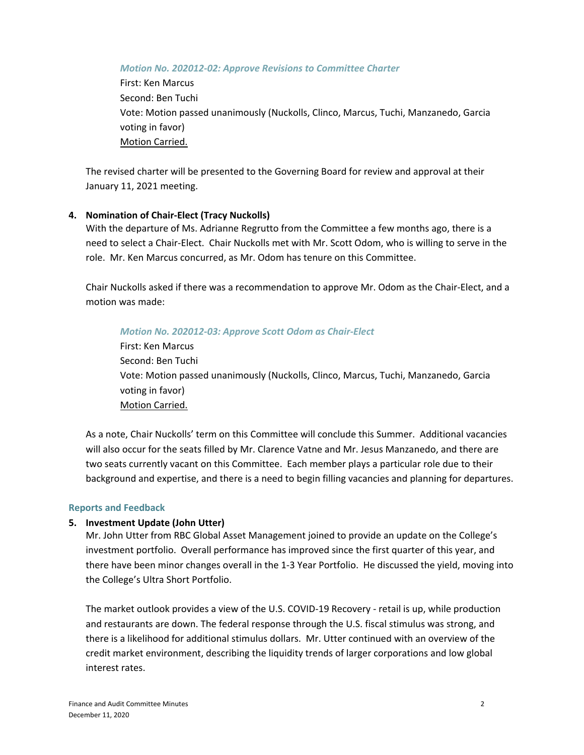*Motion No. 202012-02: Approve Revisions to Committee Charter*
First: Ken Marcus
Second: Ben Tuchi
Vote: Motion passed unanimously (Nuckolls, Clinco, Marcus, Tuchi, Manzanedo, Garcia voting in favor)
<u>Motion Carried.</u>

The revised charter will be presented to the Governing Board for review and approval at their January 11, 2021 meeting.

**4. Nomination of Chair-Elect (Tracy Nuckolls)**

With the departure of Ms. Adrianne Regrutto from the Committee a few months ago, there is a need to select a Chair-Elect. Chair Nuckolls met with Mr. Scott Odom, who is willing to serve in the role. Mr. Ken Marcus concurred, as Mr. Odom has tenure on this Committee.

Chair Nuckolls asked if there was a recommendation to approve Mr. Odom as the Chair-Elect, and a motion was made:

*Motion No. 202012-03: Approve Scott Odom as Chair-Elect*
First: Ken Marcus
Second: Ben Tuchi
Vote: Motion passed unanimously (Nuckolls, Clinco, Marcus, Tuchi, Manzanedo, Garcia voting in favor)
<u>Motion Carried.</u>

As a note, Chair Nuckolls' term on this Committee will conclude this Summer. Additional vacancies will also occur for the seats filled by Mr. Clarence Vatne and Mr. Jesus Manzanedo, and there are two seats currently vacant on this Committee. Each member plays a particular role due to their background and expertise, and there is a need to begin filling vacancies and planning for departures.

## Reports and Feedback

**5. Investment Update (John Utter)**

Mr. John Utter from RBC Global Asset Management joined to provide an update on the College's investment portfolio. Overall performance has improved since the first quarter of this year, and there have been minor changes overall in the 1-3 Year Portfolio. He discussed the yield, moving into the College's Ultra Short Portfolio.

The market outlook provides a view of the U.S. COVID-19 Recovery - retail is up, while production and restaurants are down. The federal response through the U.S. fiscal stimulus was strong, and there is a likelihood for additional stimulus dollars. Mr. Utter continued with an overview of the credit market environment, describing the liquidity trends of larger corporations and low global interest rates.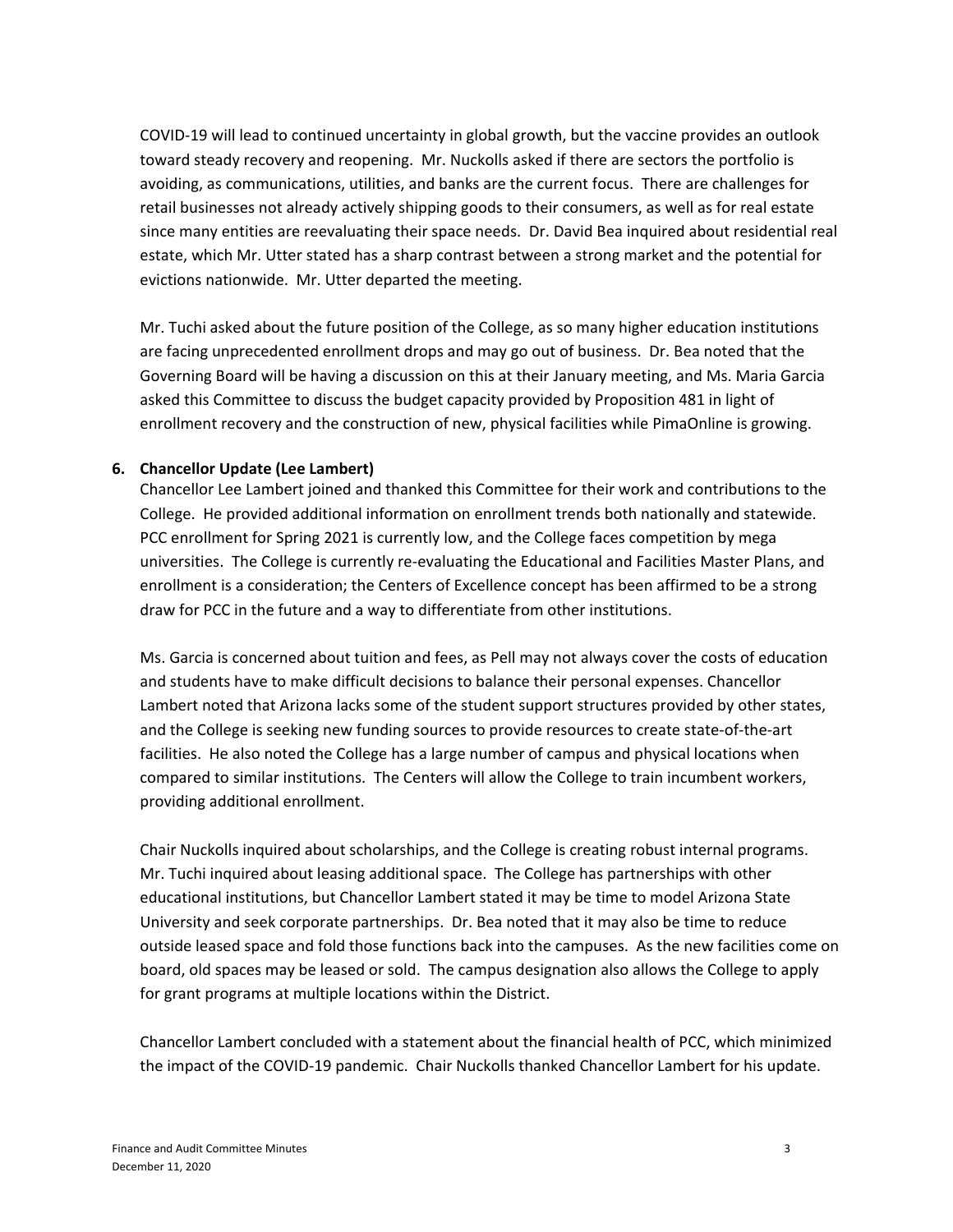COVID-19 will lead to continued uncertainty in global growth, but the vaccine provides an outlook toward steady recovery and reopening. Mr. Nuckolls asked if there are sectors the portfolio is avoiding, as communications, utilities, and banks are the current focus. There are challenges for retail businesses not already actively shipping goods to their consumers, as well as for real estate since many entities are reevaluating their space needs. Dr. David Bea inquired about residential real estate, which Mr. Utter stated has a sharp contrast between a strong market and the potential for evictions nationwide. Mr. Utter departed the meeting.

Mr. Tuchi asked about the future position of the College, as so many higher education institutions are facing unprecedented enrollment drops and may go out of business. Dr. Bea noted that the Governing Board will be having a discussion on this at their January meeting, and Ms. Maria Garcia asked this Committee to discuss the budget capacity provided by Proposition 481 in light of enrollment recovery and the construction of new, physical facilities while PimaOnline is growing.

**6. Chancellor Update (Lee Lambert)**

Chancellor Lee Lambert joined and thanked this Committee for their work and contributions to the College. He provided additional information on enrollment trends both nationally and statewide. PCC enrollment for Spring 2021 is currently low, and the College faces competition by mega universities. The College is currently re-evaluating the Educational and Facilities Master Plans, and enrollment is a consideration; the Centers of Excellence concept has been affirmed to be a strong draw for PCC in the future and a way to differentiate from other institutions.

Ms. Garcia is concerned about tuition and fees, as Pell may not always cover the costs of education and students have to make difficult decisions to balance their personal expenses. Chancellor Lambert noted that Arizona lacks some of the student support structures provided by other states, and the College is seeking new funding sources to provide resources to create state-of-the-art facilities. He also noted the College has a large number of campus and physical locations when compared to similar institutions. The Centers will allow the College to train incumbent workers, providing additional enrollment.

Chair Nuckolls inquired about scholarships, and the College is creating robust internal programs. Mr. Tuchi inquired about leasing additional space. The College has partnerships with other educational institutions, but Chancellor Lambert stated it may be time to model Arizona State University and seek corporate partnerships. Dr. Bea noted that it may also be time to reduce outside leased space and fold those functions back into the campuses. As the new facilities come on board, old spaces may be leased or sold. The campus designation also allows the College to apply for grant programs at multiple locations within the District.

Chancellor Lambert concluded with a statement about the financial health of PCC, which minimized the impact of the COVID-19 pandemic. Chair Nuckolls thanked Chancellor Lambert for his update.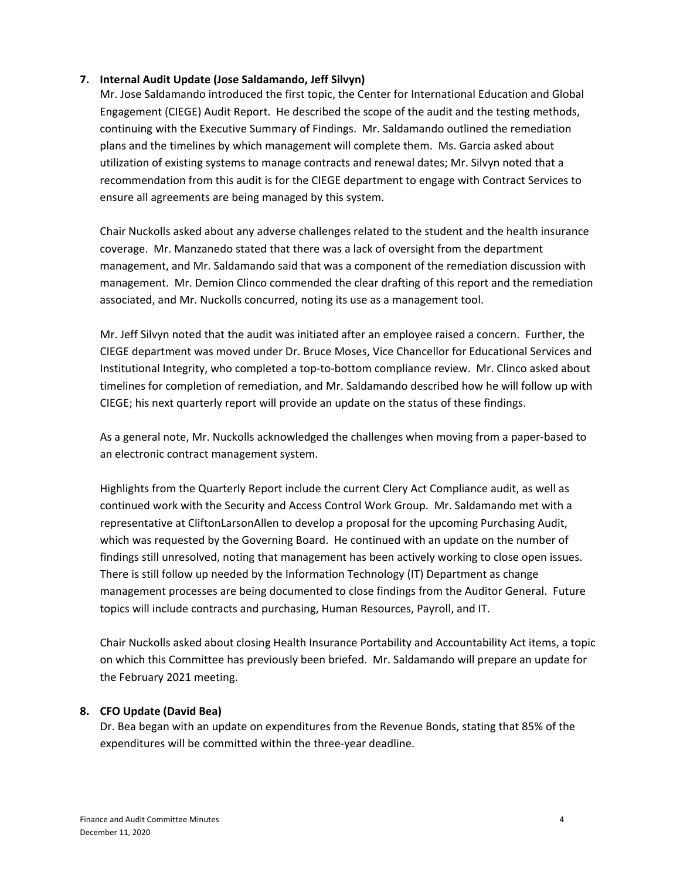**7. Internal Audit Update (Jose Saldamando, Jeff Silvyn)**

Mr. Jose Saldamando introduced the first topic, the Center for International Education and Global Engagement (CIEGE) Audit Report. He described the scope of the audit and the testing methods, continuing with the Executive Summary of Findings. Mr. Saldamando outlined the remediation plans and the timelines by which management will complete them. Ms. Garcia asked about utilization of existing systems to manage contracts and renewal dates; Mr. Silvyn noted that a recommendation from this audit is for the CIEGE department to engage with Contract Services to ensure all agreements are being managed by this system.

Chair Nuckolls asked about any adverse challenges related to the student and the health insurance coverage. Mr. Manzanedo stated that there was a lack of oversight from the department management, and Mr. Saldamando said that was a component of the remediation discussion with management. Mr. Demion Clinco commended the clear drafting of this report and the remediation associated, and Mr. Nuckolls concurred, noting its use as a management tool.

Mr. Jeff Silvyn noted that the audit was initiated after an employee raised a concern. Further, the CIEGE department was moved under Dr. Bruce Moses, Vice Chancellor for Educational Services and Institutional Integrity, who completed a top-to-bottom compliance review. Mr. Clinco asked about timelines for completion of remediation, and Mr. Saldamando described how he will follow up with CIEGE; his next quarterly report will provide an update on the status of these findings.

As a general note, Mr. Nuckolls acknowledged the challenges when moving from a paper-based to an electronic contract management system.

Highlights from the Quarterly Report include the current Clery Act Compliance audit, as well as continued work with the Security and Access Control Work Group. Mr. Saldamando met with a representative at CliftonLarsonAllen to develop a proposal for the upcoming Purchasing Audit, which was requested by the Governing Board. He continued with an update on the number of findings still unresolved, noting that management has been actively working to close open issues. There is still follow up needed by the Information Technology (IT) Department as change management processes are being documented to close findings from the Auditor General. Future topics will include contracts and purchasing, Human Resources, Payroll, and IT.

Chair Nuckolls asked about closing Health Insurance Portability and Accountability Act items, a topic on which this Committee has previously been briefed. Mr. Saldamando will prepare an update for the February 2021 meeting.

**8. CFO Update (David Bea)**

Dr. Bea began with an update on expenditures from the Revenue Bonds, stating that 85% of the expenditures will be committed within the three-year deadline.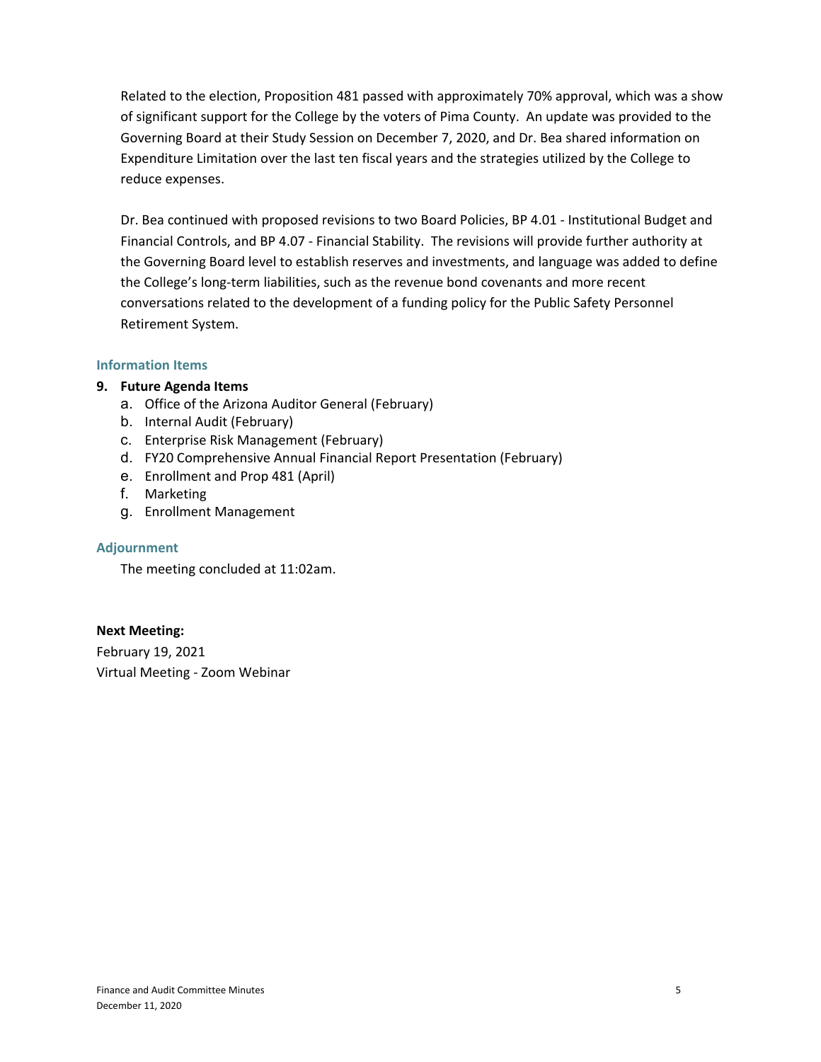Related to the election, Proposition 481 passed with approximately 70% approval, which was a show of significant support for the College by the voters of Pima County. An update was provided to the Governing Board at their Study Session on December 7, 2020, and Dr. Bea shared information on Expenditure Limitation over the last ten fiscal years and the strategies utilized by the College to reduce expenses.

Dr. Bea continued with proposed revisions to two Board Policies, BP 4.01 - Institutional Budget and Financial Controls, and BP 4.07 - Financial Stability. The revisions will provide further authority at the Governing Board level to establish reserves and investments, and language was added to define the College's long-term liabilities, such as the revenue bond covenants and more recent conversations related to the development of a funding policy for the Public Safety Personnel Retirement System.

### Information Items

**9. Future Agenda Items**

a. Office of the Arizona Auditor General (February)
b. Internal Audit (February)
c. Enterprise Risk Management (February)
d. FY20 Comprehensive Annual Financial Report Presentation (February)
e. Enrollment and Prop 481 (April)
f. Marketing
g. Enrollment Management

### Adjournment

The meeting concluded at 11:02am.

**Next Meeting:**
February 19, 2021
Virtual Meeting - Zoom Webinar